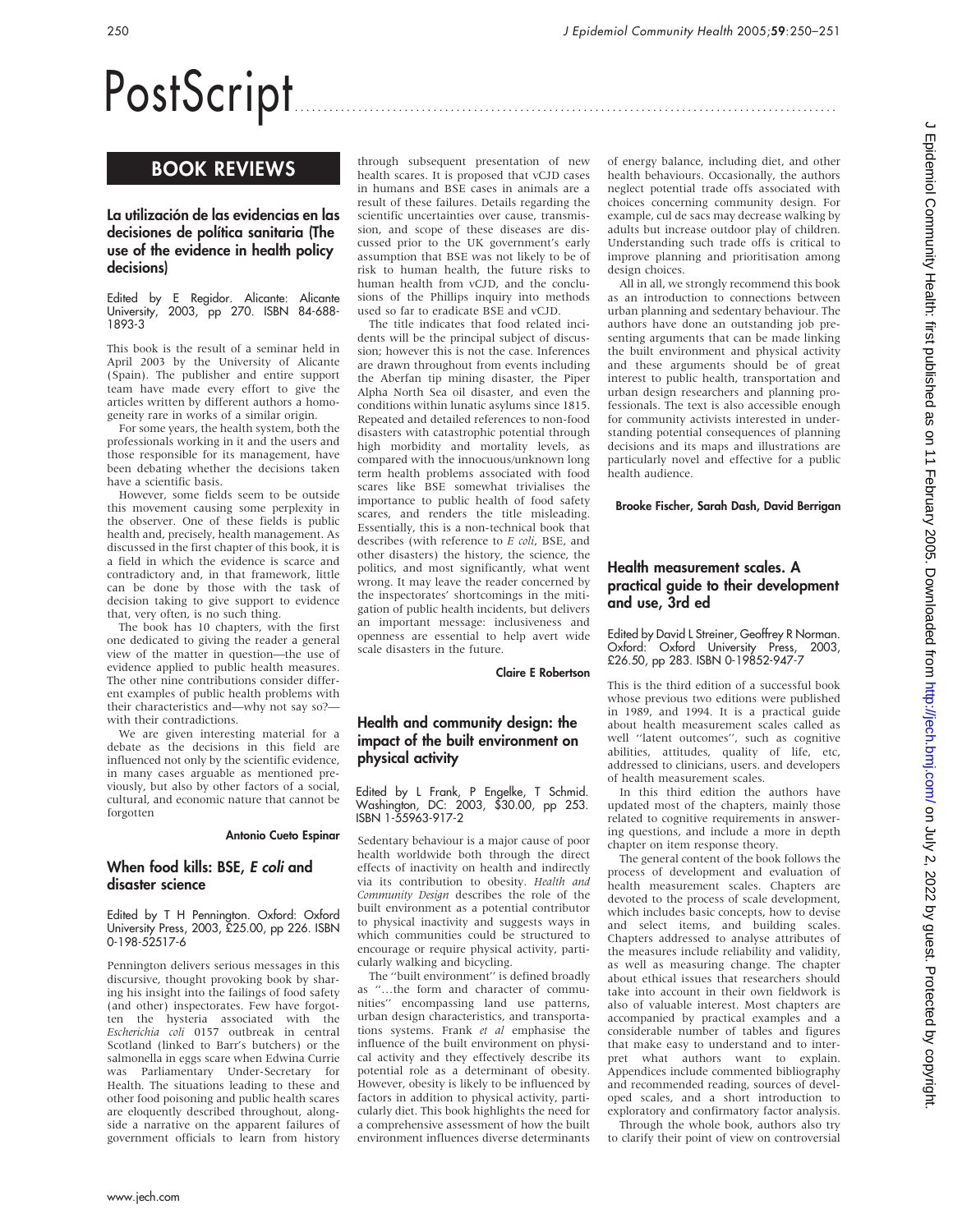# PostScript

## BOOK REVIEWS

### La utilización de las evidencias en las decisiones de política sanitaria (The use of the evidence in health policy decisions)

Edited by E Regidor. Alicante: Alicante University, 2003, pp 270. ISBN 84-688-1893-3

This book is the result of a seminar held in April 2003 by the University of Alicante (Spain). The publisher and entire support team have made every effort to give the articles written by different authors a homogeneity rare in works of a similar origin.

For some years, the health system, both the professionals working in it and the users and those responsible for its management, have been debating whether the decisions taken have a scientific basis.

However, some fields seem to be outside this movement causing some perplexity in the observer. One of these fields is public health and, precisely, health management. As discussed in the first chapter of this book, it is a field in which the evidence is scarce and contradictory and, in that framework, little can be done by those with the task of decision taking to give support to evidence that, very often, is no such thing.

The book has 10 chapters, with the first one dedicated to giving the reader a general view of the matter in question—the use of evidence applied to public health measures. The other nine contributions consider different examples of public health problems with their characteristics and—why not say so?—with their contradictions.

We are given interesting material for a debate as the decisions in this field are influenced not only by the scientific evidence, in many cases arguable as mentioned previously, but also by other factors of a social, cultural, and economic nature that cannot be forgotten

**Antonio Cueto Espinar**

### When food kills: BSE, *E coli* and disaster science

Edited by T H Pennington. Oxford: Oxford University Press, 2003, £25.00, pp 226. ISBN 0-198-52517-6

Pennington delivers serious messages in this discursive, thought provoking book by sharing his insight into the failings of food safety (and other) inspectorates. Few have forgotten the hysteria associated with the *Escherichia coli* 0157 outbreak in central Scotland (linked to Barr's butchers) or the salmonella in eggs scare when Edwina Currie was Parliamentary Under-Secretary for Health. The situations leading to these and other food poisoning and public health scares are eloquently described throughout, alongside a narrative on the apparent failures of government officials to learn from history through subsequent presentation of new health scares. It is proposed that vCJD cases in humans and BSE cases in animals are a result of these failures. Details regarding the scientific uncertainties over cause, transmission, and scope of these diseases are discussed prior to the UK government's early assumption that BSE was not likely to be of risk to human health, the future risks to human health from vCJD, and the conclusions of the Phillips inquiry into methods used so far to eradicate BSE and vCJD.

The title indicates that food related incidents will be the principal subject of discussion; however this is not the case. Inferences are drawn throughout from events including the Aberfan tip mining disaster, the Piper Alpha North Sea oil disaster, and even the conditions within lunatic asylums since 1815. Repeated and detailed references to non-food disasters with catastrophic potential through high morbidity and mortality levels, as compared with the innocuous/unknown long term health problems associated with food scares like BSE somewhat trivialises the importance to public health of food safety scares, and renders the title misleading. Essentially, this is a non-technical book that describes (with reference to *E coli*, BSE, and other disasters) the history, the science, the politics, and most significantly, what went wrong. It may leave the reader concerned by the inspectorates' shortcomings in the mitigation of public health incidents, but delivers an important message: inclusiveness and openness are essential to help avert wide scale disasters in the future.

**Claire E Robertson**

### Health and community design: the impact of the built environment on physical activity

Edited by L Frank, P Engelke, T Schmid. Washington, DC: 2003, $30.00, pp 253. ISBN 1-55963-917-2

Sedentary behaviour is a major cause of poor health worldwide both through the direct effects of inactivity on health and indirectly via its contribution to obesity. *Health and Community Design* describes the role of the built environment as a potential contributor to physical inactivity and suggests ways in which communities could be structured to encourage or require physical activity, particularly walking and bicycling.

The ''built environment'' is defined broadly as ''…the form and character of communities'' encompassing land use patterns, urban design characteristics, and transportations systems. Frank *et al* emphasise the influence of the built environment on physical activity and they effectively describe its potential role as a determinant of obesity. However, obesity is likely to be influenced by factors in addition to physical activity, particularly diet. This book highlights the need for a comprehensive assessment of how the built environment influences diverse determinants of energy balance, including diet, and other health behaviours. Occasionally, the authors neglect potential trade offs associated with choices concerning community design. For example, cul de sacs may decrease walking by adults but increase outdoor play of children. Understanding such trade offs is critical to improve planning and prioritisation among design choices.

All in all, we strongly recommend this book as an introduction to connections between urban planning and sedentary behaviour. The authors have done an outstanding job presenting arguments that can be made linking the built environment and physical activity and these arguments should be of great interest to public health, transportation and urban design researchers and planning professionals. The text is also accessible enough for community activists interested in understanding potential consequences of planning decisions and its maps and illustrations are particularly novel and effective for a public health audience.

**Brooke Fischer, Sarah Dash, David Berrigan**

### Health measurement scales. A practical guide to their development and use, 3rd ed

Edited by David L Streiner, Geoffrey R Norman. Oxford: Oxford University Press, 2003, £26.50, pp 283. ISBN 0-19852-947-7

This is the third edition of a successful book whose previous two editions were published in 1989, and 1994. It is a practical guide about health measurement scales called as well ''latent outcomes'', such as cognitive abilities, attitudes, quality of life, etc, addressed to clinicians, users. and developers of health measurement scales.

In this third edition the authors have updated most of the chapters, mainly those related to cognitive requirements in answering questions, and include a more in depth chapter on item response theory.

The general content of the book follows the process of development and evaluation of health measurement scales. Chapters are devoted to the process of scale development, which includes basic concepts, how to devise and select items, and building scales. Chapters addressed to analyse attributes of the measures include reliability and validity, as well as measuring change. The chapter about ethical issues that researchers should take into account in their own fieldwork is also of valuable interest. Most chapters are accompanied by practical examples and a considerable number of tables and figures that make easy to understand and to interpret what authors want to explain. Appendices include commented bibliography and recommended reading, sources of developed scales, and a short introduction to exploratory and confirmatory factor analysis.

Through the whole book, authors also try to clarify their point of view on controversial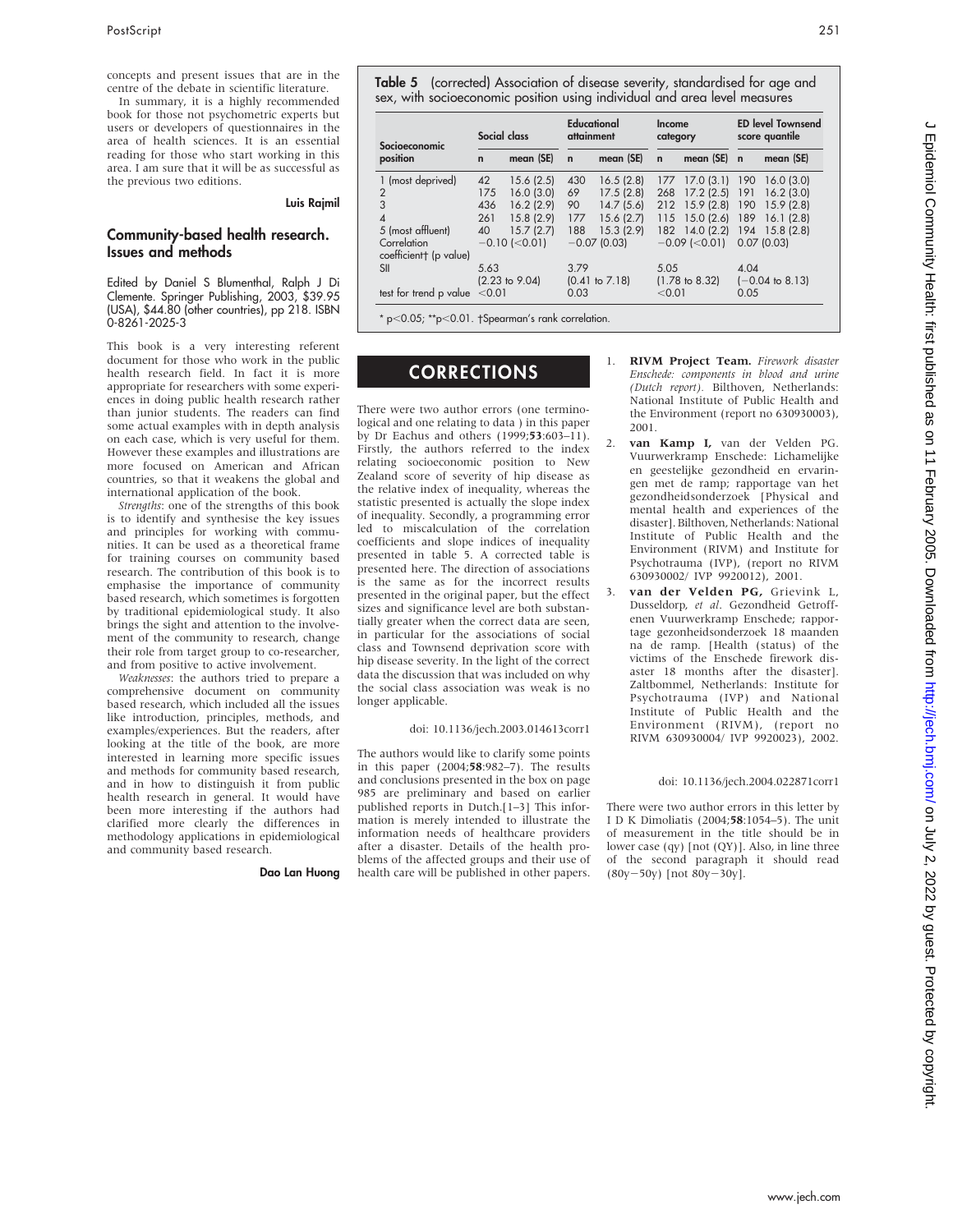concepts and present issues that are in the centre of the debate in scientific literature.

In summary, it is a highly recommended book for those not psychometric experts but users or developers of questionnaires in the area of health sciences. It is an essential reading for those who start working in this area. I am sure that it will be as successful as the previous two editions.

**Luis Rajmil**

## Community-based health research. Issues and methods

Edited by Daniel S Blumenthal, Ralph J Di Clemente. Springer Publishing, 2003, $39.95 (USA), $44.80 (other countries), pp 218. ISBN 0-8261-2025-3

This book is a very interesting referent document for those who work in the public health research field. In fact it is more appropriate for researchers with some experiences in doing public health research rather than junior students. The readers can find some actual examples with in depth analysis on each case, which is very useful for them. However these examples and illustrations are more focused on American and African countries, so that it weakens the global and international application of the book.

*Strengths*: one of the strengths of this book is to identify and synthesise the key issues and principles for working with communities. It can be used as a theoretical frame for training courses on community based research. The contribution of this book is to emphasise the importance of community based research, which sometimes is forgotten by traditional epidemiological study. It also brings the sight and attention to the involvement of the community to research, change their role from target group to co-researcher, and from positive to active involvement.

*Weaknesses*: the authors tried to prepare a comprehensive document on community based research, which included all the issues like introduction, principles, methods, and examples/experiences. But the readers, after looking at the title of the book, are more interested in learning more specific issues and methods for community based research, and in how to distinguish it from public health research in general. It would have been more interesting if the authors had clarified more clearly the differences in methodology applications in epidemiological and community based research.

**Dao Lan Huong**

**Table 5** (corrected) Association of disease severity, standardised for age and sex, with socioeconomic position using individual and area level measures

| Socioeconomic position | Social class | | Educational attainment | | Income category | | ED level Townsend score quantile | |
|---|---|---|---|---|---|---|---|---|
| | n | mean (SE) | n | mean (SE) | n | mean (SE) | n | mean (SE) |
| 1 (most deprived) | 42 | 15.6 (2.5) | 430 | 16.5 (2.8) | 177 | 17.0 (3.1) | 190 | 16.0 (3.0) |
| 2 | 175 | 16.0 (3.0) | 69 | 17.5 (2.8) | 268 | 17.2 (2.5) | 191 | 16.2 (3.0) |
| 3 | 436 | 16.2 (2.9) | 90 | 14.7 (5.6) | 212 | 15.9 (2.8) | 190 | 15.9 (2.8) |
| 4 | 261 | 15.8 (2.9) | 177 | 15.6 (2.7) | 115 | 15.0 (2.6) | 189 | 16.1 (2.8) |
| 5 (most affluent) | 40 | 15.7 (2.7) | 188 | 15.3 (2.9) | 182 | 14.0 (2.2) | 194 | 15.8 (2.8) |
| Correlation coefficient† (p value) | −0.10 (<0.01) | | −0.07 (0.03) | | −0.09 (<0.01) | | 0.07 (0.03) | |
| SII | 5.63 (2.23 to 9.04) | | 3.79 (0.41 to 7.18) | | 5.05 (1.78 to 8.32) | | 4.04 (−0.04 to 8.13) | |
| test for trend p value | <0.01 | | 0.03 | | <0.01 | | 0.05 | |

\* p<0.05; \*\*p<0.01. †Spearman's rank correlation.

## CORRECTIONS

There were two author errors (one terminological and one relating to data ) in this paper by Dr Eachus and others (1999;**53**:603–11). Firstly, the authors referred to the index relating socioeconomic position to New Zealand score of severity of hip disease as the relative index of inequality, whereas the statistic presented is actually the slope index of inequality. Secondly, a programming error led to miscalculation of the correlation coefficients and slope indices of inequality presented in table 5. A corrected table is presented here. The direction of associations is the same as for the incorrect results presented in the original paper, but the effect sizes and significance level are both substantially greater when the correct data are seen, in particular for the associations of social class and Townsend deprivation score with hip disease severity. In the light of the correct data the discussion that was included on why the social class association was weak is no longer applicable.

doi: 10.1136/jech.2003.014613corr1

The authors would like to clarify some points in this paper (2004;**58**:982–7). The results and conclusions presented in the box on page 985 are preliminary and based on earlier published reports in Dutch.[1–3] This information is merely intended to illustrate the information needs of healthcare providers after a disaster. Details of the health problems of the affected groups and their use of health care will be published in other papers.

1. **RIVM Project Team.** *Firework disaster Enschede: components in blood and urine (Dutch report).* Bilthoven, Netherlands: National Institute of Public Health and the Environment (report no 630930003), 2001.
2. **van Kamp I,** van der Velden PG. Vuurwerkramp Enschede: Lichamelijke en geestelijke gezondheid en ervaringen met de ramp; rapportage van het gezondheidsonderzoek [Physical and mental health and experiences of the disaster]. Bilthoven, Netherlands: National Institute of Public Health and the Environment (RIVM) and Institute for Psychotrauma (IVP), (report no RIVM 630930002/ IVP 9920012), 2001.
3. **van der Velden PG,** Grievink L, Dusseldorp, *et al*. Gezondheid Getroffenen Vuurwerkramp Enschede; rapportage gezonheidsonderzoek 18 maanden na de ramp. [Health (status) of the victims of the Enschede firework disaster 18 months after the disaster]. Zaltbommel, Netherlands: Institute for Psychotrauma (IVP) and National Institute of Public Health and the Environment (RIVM), (report no RIVM 630930004/ IVP 9920023), 2002.

doi: 10.1136/jech.2004.022871corr1

There were two author errors in this letter by I D K Dimoliatis (2004;**58**:1054–5). The unit of measurement in the title should be in lower case (qy) [not (QY)]. Also, in line three of the second paragraph it should read (80y−50y) [not 80y−30y].